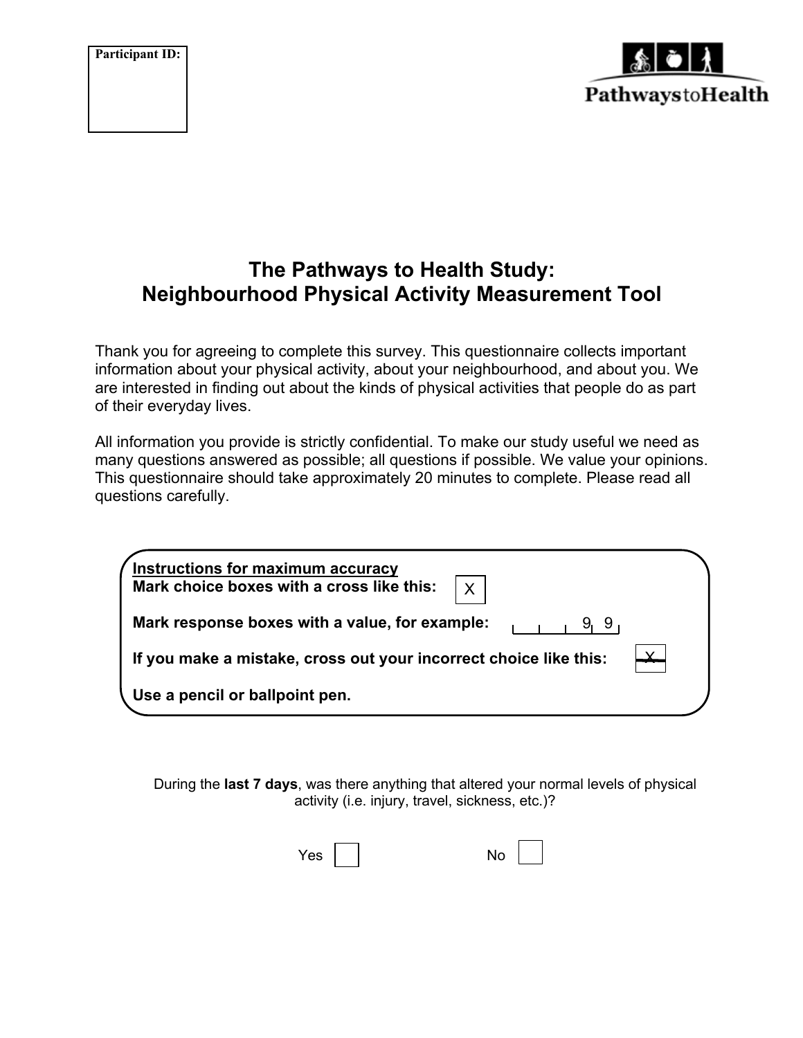Participant ID:

PathwaystoHealth

# The Pathways to Health Study: Neighbourhood Physical Activity Measurement Tool

Thank you for agreeing to complete this survey. This questionnaire collects important information about your physical activity, about your neighbourhood, and about you. We are interested in finding out about the kinds of physical activities that people do as part of their everyday lives.

All information you provide is strictly confidential. To make our study useful we need as many questions answered as possible; all questions if possible. We value your opinions. This questionnaire should take approximately 20 minutes to complete. Please read all questions carefully.

**Instructions for maximum accuracy**

**Mark choice boxes with a cross like this:** [X]

**Mark response boxes with a value, for example:** | | | 9 | 9 |

**If you make a mistake, cross out your incorrect choice like this:** [~~X~~]

**Use a pencil or ballpoint pen.**

During the **last 7 days**, was there anything that altered your normal levels of physical activity (i.e. injury, travel, sickness, etc.)?

Yes [ ]     No [ ]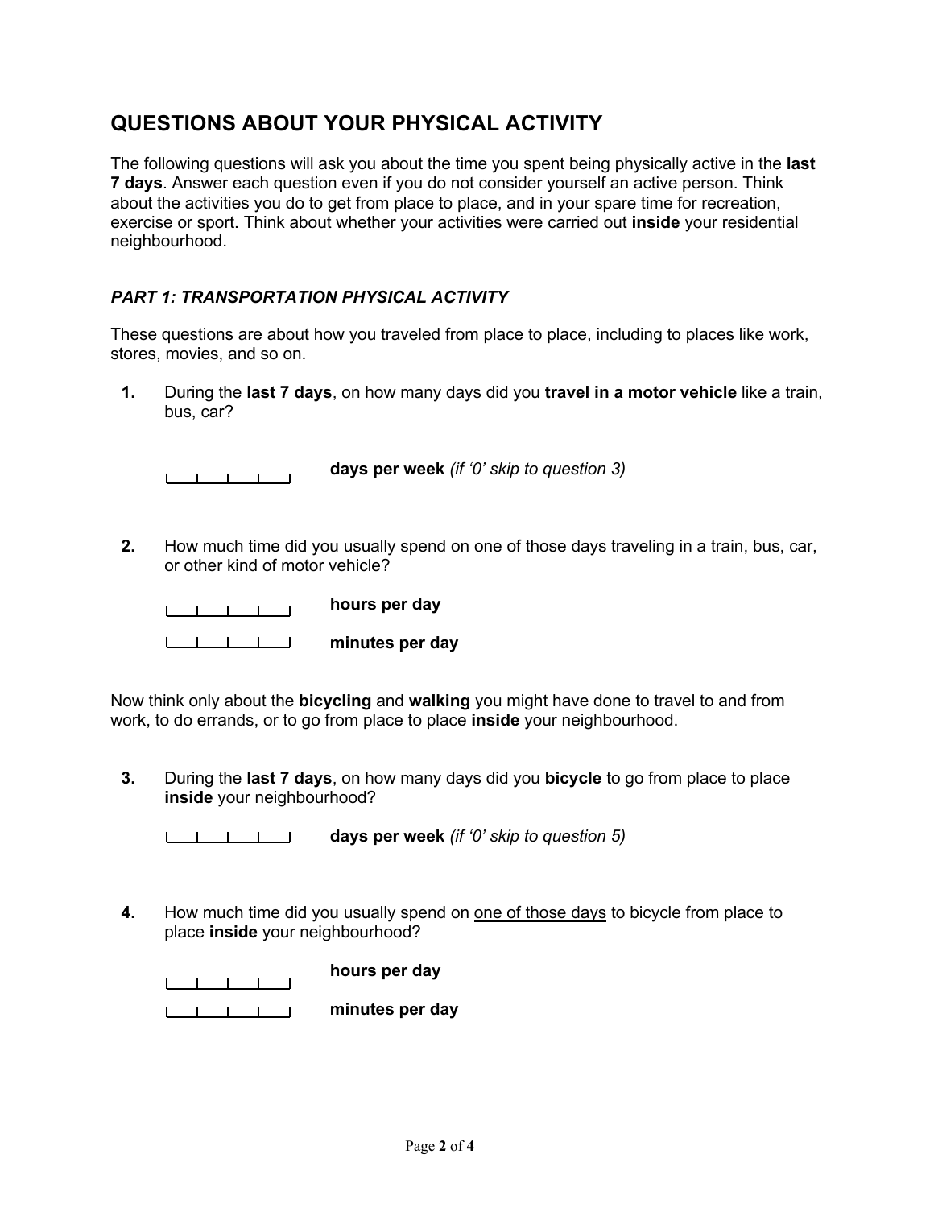## QUESTIONS ABOUT YOUR PHYSICAL ACTIVITY

The following questions will ask you about the time you spent being physically active in the **last 7 days**. Answer each question even if you do not consider yourself an active person. Think about the activities you do to get from place to place, and in your spare time for recreation, exercise or sport. Think about whether your activities were carried out **inside** your residential neighbourhood.

### *PART 1: TRANSPORTATION PHYSICAL ACTIVITY*

These questions are about how you traveled from place to place, including to places like work, stores, movies, and so on.

**1.** During the **last 7 days**, on how many days did you **travel in a motor vehicle** like a train, bus, car?

|__|__|__|__| **days per week** *(if '0' skip to question 3)*

**2.** How much time did you usually spend on one of those days traveling in a train, bus, car, or other kind of motor vehicle?

|__|__|__|__| **hours per day**

|__|__|__|__| **minutes per day**

Now think only about the **bicycling** and **walking** you might have done to travel to and from work, to do errands, or to go from place to place **inside** your neighbourhood.

**3.** During the **last 7 days**, on how many days did you **bicycle** to go from place to place **inside** your neighbourhood?

|__|__|__|__| **days per week** *(if '0' skip to question 5)*

**4.** How much time did you usually spend on <u>one of those days</u> to bicycle from place to place **inside** your neighbourhood?

|__|__|__|__| **hours per day**

|__|__|__|__| **minutes per day**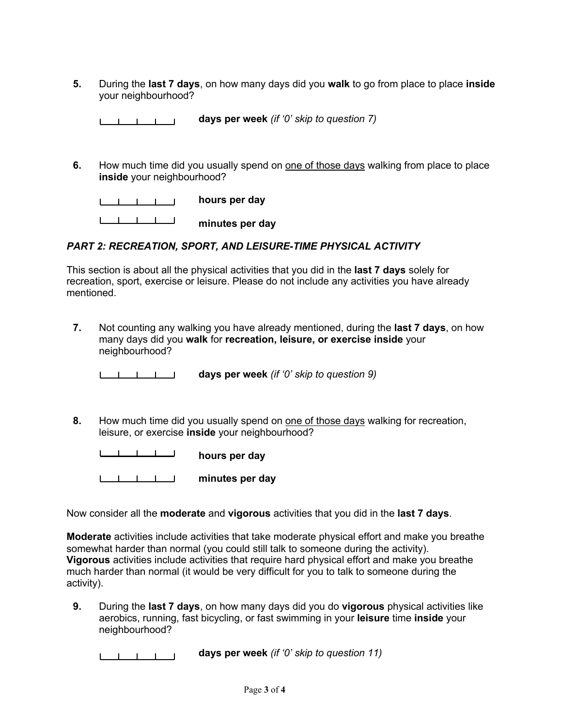**5.** During the **last 7 days**, on how many days did you **walk** to go from place to place **inside** your neighbourhood?

|__|__|__|__| **days per week** *(if '0' skip to question 7)*

**6.** How much time did you usually spend on <u>one of those days</u> walking from place to place **inside** your neighbourhood?

|__|__|__|__| **hours per day**

|__|__|__|__| **minutes per day**

### *PART 2: RECREATION, SPORT, AND LEISURE-TIME PHYSICAL ACTIVITY*

This section is about all the physical activities that you did in the **last 7 days** solely for recreation, sport, exercise or leisure. Please do not include any activities you have already mentioned.

**7.** Not counting any walking you have already mentioned, during the **last 7 days**, on how many days did you **walk** for **recreation, leisure, or exercise inside** your neighbourhood?

|__|__|__|__| **days per week** *(if '0' skip to question 9)*

**8.** How much time did you usually spend on <u>one of those days</u> walking for recreation, leisure, or exercise **inside** your neighbourhood?

|__|__|__|__| **hours per day**

|__|__|__|__| **minutes per day**

Now consider all the **moderate** and **vigorous** activities that you did in the **last 7 days**.

**Moderate** activities include activities that take moderate physical effort and make you breathe somewhat harder than normal (you could still talk to someone during the activity). **Vigorous** activities include activities that require hard physical effort and make you breathe much harder than normal (it would be very difficult for you to talk to someone during the activity).

**9.** During the **last 7 days**, on how many days did you do **vigorous** physical activities like aerobics, running, fast bicycling, or fast swimming in your **leisure** time **inside** your neighbourhood?

|__|__|__|__| **days per week** *(if '0' skip to question 11)*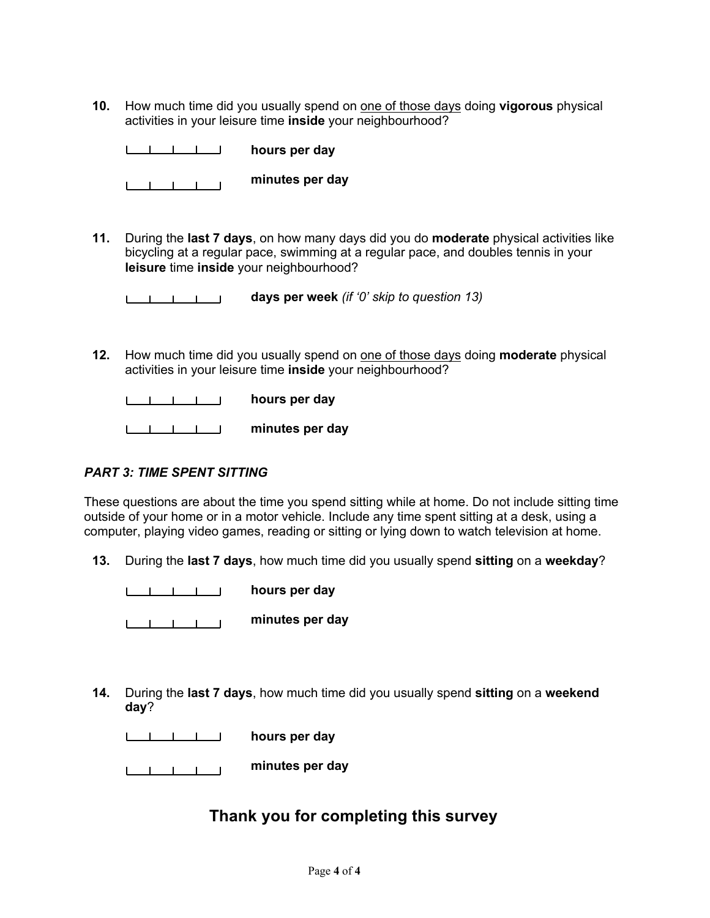**10.** How much time did you usually spend on <u>one of those days</u> doing **vigorous** physical activities in your leisure time **inside** your neighbourhood?

|___|___|___|___| **hours per day**

|___|___|___|___| **minutes per day**

**11.** During the **last 7 days**, on how many days did you do **moderate** physical activities like bicycling at a regular pace, swimming at a regular pace, and doubles tennis in your **leisure** time **inside** your neighbourhood?

|___|___|___|___| **days per week** *(if '0' skip to question 13)*

**12.** How much time did you usually spend on <u>one of those days</u> doing **moderate** physical activities in your leisure time **inside** your neighbourhood?

|___|___|___|___| **hours per day**

|___|___|___|___| **minutes per day**

### *PART 3: TIME SPENT SITTING*

These questions are about the time you spend sitting while at home. Do not include sitting time outside of your home or in a motor vehicle. Include any time spent sitting at a desk, using a computer, playing video games, reading or sitting or lying down to watch television at home.

**13.** During the **last 7 days**, how much time did you usually spend **sitting** on a **weekday**?

|___|___|___|___| **hours per day**

|___|___|___|___| **minutes per day**

**14.** During the **last 7 days**, how much time did you usually spend **sitting** on a **weekend day**?

|___|___|___|___| **hours per day**

|___|___|___|___| **minutes per day**

## Thank you for completing this survey